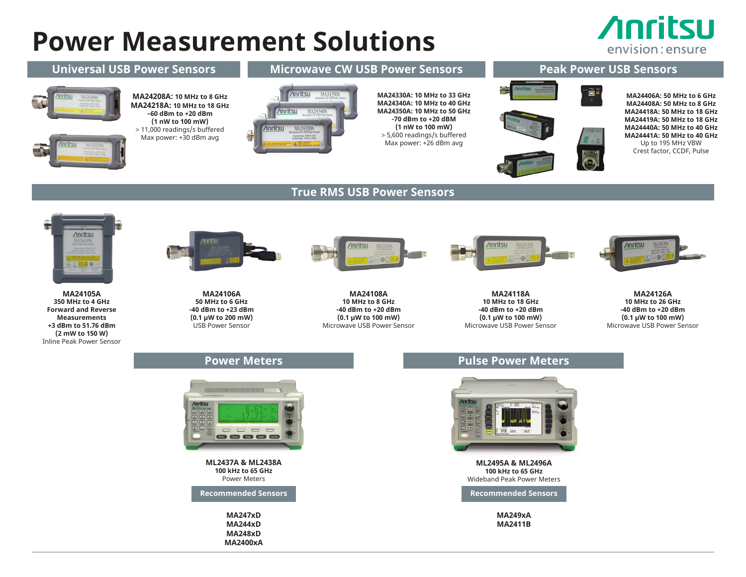# Power Measurement Solutions

Anritsu
envision : ensure

## Universal USB Power Sensors

**MA24208A:** **10 MHz to 8 GHz**
**MA24218A:** **10 MHz to 18 GHz**
**–60 dBm to +20 dBm**
**(1 nW to 100 mW)**
> 11,000 readings/s buffered
Max power: +30 dBm avg

## Microwave CW USB Power Sensors

**MA24330A: 10 MHz to 33 GHz**
**MA24340A: 10 MHz to 40 GHz**
**MA24350A: 10 MHz to 50 GHz**
**-70 dBm to +20 dBM**
**(1 nW to 100 mW)**
> 5,600 readings/s buffered
Max power: +26 dBm avg

## Peak Power USB Sensors

**MA24406A: 50 MHz to 6 GHz**
**MA24408A: 50 MHz to 8 GHz**
**MA24418A: 50 MHz to 18 GHz**
**MA24419A: 50 MHz to 18 GHz**
**MA24440A: 50 MHz to 40 GHz**
**MA24441A: 50 MHz to 40 GHz**
Up to 195 MHz VBW
Crest factor, CCDF, Pulse

## True RMS USB Power Sensors

**MA24105A**
**350 MHz to 4 GHz**
**Forward and Reverse Measurements**
**+3 dBm to 51.76 dBm**
**(2 mW to 150 W)**
Inline Peak Power Sensor

**MA24106A**
**50 MHz to 6 GHz**
**-40 dBm to +23 dBm**
**(0.1 µW to 200 mW)**
USB Power Sensor

**MA24108A**
**10 MHz to 8 GHz**
**-40 dBm to +20 dBm**
**(0.1 µW to 100 mW)**
Microwave USB Power Sensor

**MA24118A**
**10 MHz to 18 GHz**
**-40 dBm to +20 dBm**
**(0.1 µW to 100 mW)**
Microwave USB Power Sensor

**MA24126A**
**10 MHz to 26 GHz**
**-40 dBm to +20 dBm**
**(0.1 µW to 100 mW)**
Microwave USB Power Sensor

## Power Meters

**ML2437A & ML2438A**
**100 kHz to 65 GHz**
Power Meters

**Recommended Sensors**

**MA247xD**
**MA244xD**
**MA248xD**
**MA2400xA**

## Pulse Power Meters

**ML2495A & ML2496A**
**100 kHz to 65 GHz**
Wideband Peak Power Meters

**Recommended Sensors**

**MA249xA**
**MA2411B**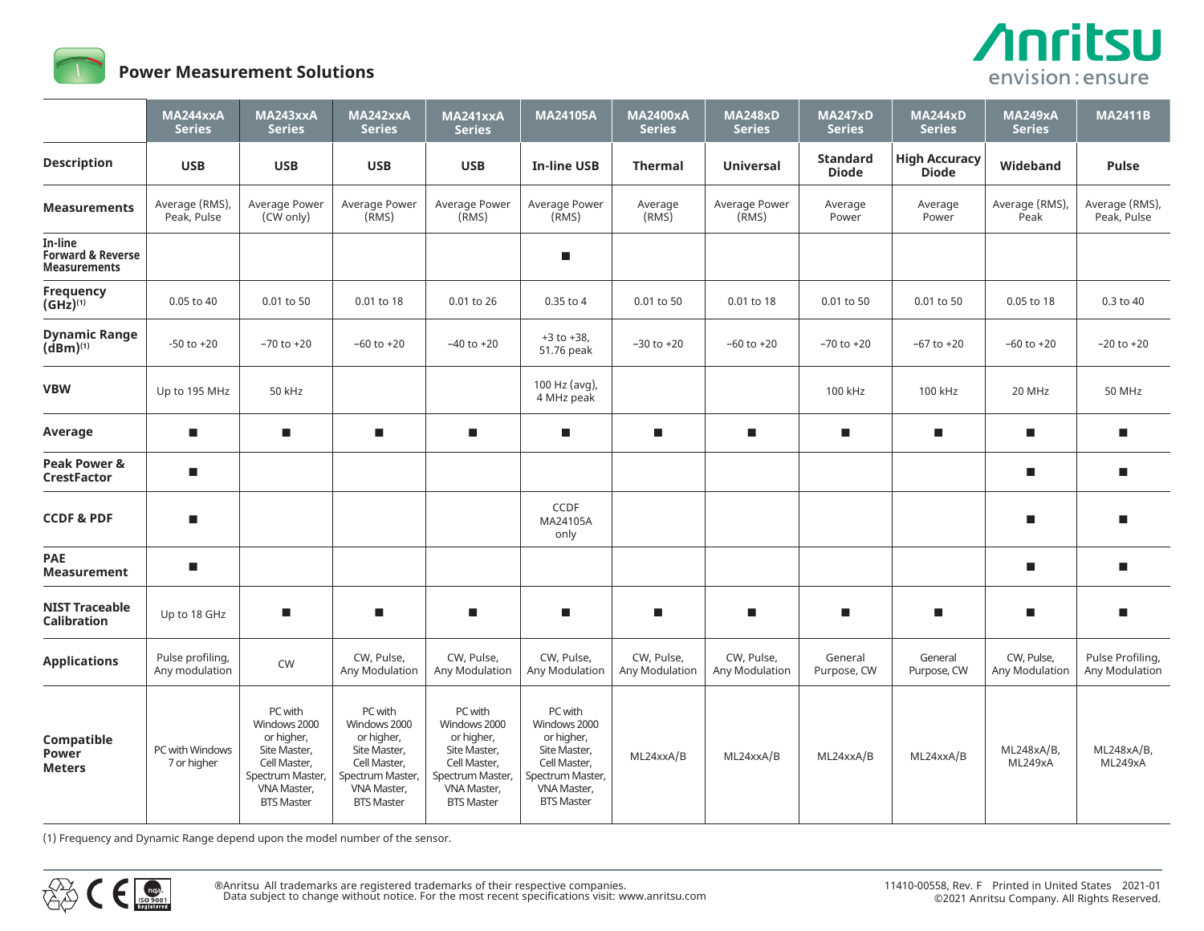## Power Measurement Solutions

| | MA244xxA Series | MA243xxA Series | MA242xxA Series | MA241xxA Series | MA24105A | MA2400xA Series | MA248xD Series | MA247xD Series | MA244xD Series | MA249xA Series | MA2411B |
|---|---|---|---|---|---|---|---|---|---|---|---|
| **Description** | **USB** | **USB** | **USB** | **USB** | **In-line USB** | **Thermal** | **Universal** | **Standard Diode** | **High Accuracy Diode** | **Wideband** | **Pulse** |
| **Measurements** | Average (RMS), Peak, Pulse | Average Power (CW only) | Average Power (RMS) | Average Power (RMS) | Average Power (RMS) | Average (RMS) | Average Power (RMS) | Average Power | Average Power | Average (RMS), Peak | Average (RMS), Peak, Pulse |
| **In-line Forward & Reverse Measurements** | | | | | ■ | | | | | | |
| **Frequency (GHz)(1)** | 0.05 to 40 | 0.01 to 50 | 0.01 to 18 | 0.01 to 26 | 0.35 to 4 | 0.01 to 50 | 0.01 to 18 | 0.01 to 50 | 0.01 to 50 | 0.05 to 18 | 0.3 to 40 |
| **Dynamic Range (dBm)(1)** | -50 to +20 | −70 to +20 | −60 to +20 | −40 to +20 | +3 to +38, 51.76 peak | −30 to +20 | −60 to +20 | −70 to +20 | −67 to +20 | −60 to +20 | −20 to +20 |
| **VBW** | Up to 195 MHz | 50 kHz | | | 100 Hz (avg), 4 MHz peak | | | 100 kHz | 100 kHz | 20 MHz | 50 MHz |
| **Average** | ■ | ■ | ■ | ■ | ■ | ■ | ■ | ■ | ■ | ■ | ■ |
| **Peak Power & CrestFactor** | ■ | | | | | | | | | ■ | ■ |
| **CCDF & PDF** | ■ | | | | CCDF MA24105A only | | | | | ■ | ■ |
| **PAE Measurement** | ■ | | | | | | | | | ■ | ■ |
| **NIST Traceable Calibration** | Up to 18 GHz | ■ | ■ | ■ | ■ | ■ | ■ | ■ | ■ | ■ | ■ |
| **Applications** | Pulse profiling, Any modulation | CW | CW, Pulse, Any Modulation | CW, Pulse, Any Modulation | CW, Pulse, Any Modulation | CW, Pulse, Any Modulation | CW, Pulse, Any Modulation | General Purpose, CW | General Purpose, CW | CW, Pulse, Any Modulation | Pulse Profiling, Any Modulation |
| **Compatible Power Meters** | PC with Windows 7 or higher | PC with Windows 2000 or higher, Site Master, Cell Master, Spectrum Master, VNA Master, BTS Master | PC with Windows 2000 or higher, Site Master, Cell Master, Spectrum Master, VNA Master, BTS Master | PC with Windows 2000 or higher, Site Master, Cell Master, Spectrum Master, VNA Master, BTS Master | PC with Windows 2000 or higher, Site Master, Cell Master, Spectrum Master, VNA Master, BTS Master | ML24xxA/B | ML24xxA/B | ML24xxA/B | ML24xxA/B | ML248xA/B, ML249xA | ML248xA/B, ML249xA |

(1) Frequency and Dynamic Range depend upon the model number of the sensor.

®Anritsu All trademarks are registered trademarks of their respective companies.
Data subject to change without notice. For the most recent specifications visit: www.anritsu.com

11410-00558, Rev. F Printed in United States 2021-01
©2021 Anritsu Company. All Rights Reserved.